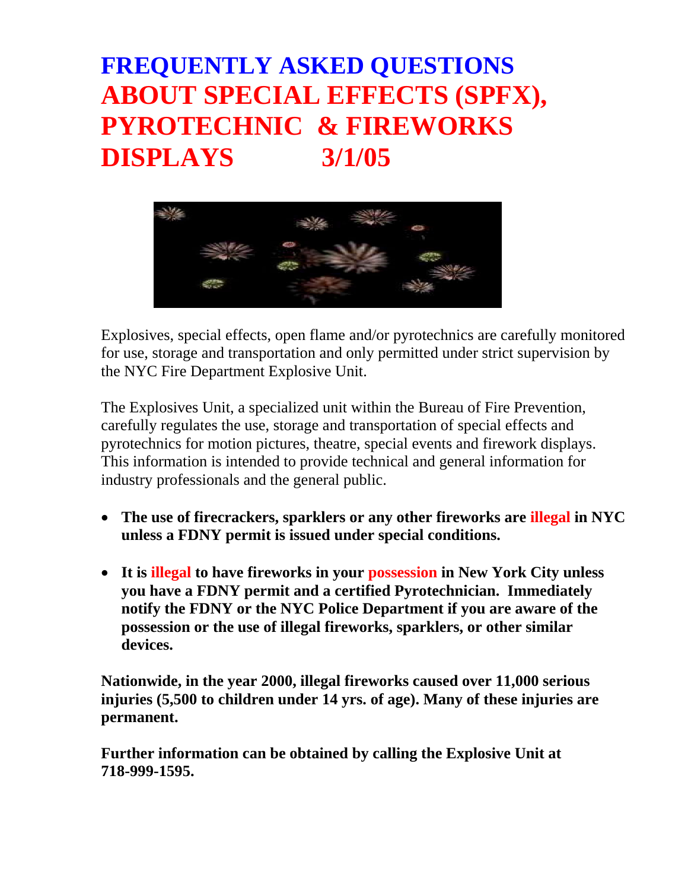# FREQUENTLY ASKED QUESTIONS ABOUT SPECIAL EFFECTS (SPFX), PYROTECHNIC & FIREWORKS DISPLAYS 3/1/05

Explosives, special effects, open flame and/or pyrotechnics are carefully monitored for use, storage and transportation and only permitted under strict supervision by the NYC Fire Department Explosive Unit.

The Explosives Unit, a specialized unit within the Bureau of Fire Prevention, carefully regulates the use, storage and transportation of special effects and pyrotechnics for motion pictures, theatre, special events and firework displays. This information is intended to provide technical and general information for industry professionals and the general public.

- **The use of firecrackers, sparklers or any other fireworks are illegal in NYC unless a FDNY permit is issued under special conditions.**
- **It is illegal to have fireworks in your possession in New York City unless you have a FDNY permit and a certified Pyrotechnician. Immediately notify the FDNY or the NYC Police Department if you are aware of the possession or the use of illegal fireworks, sparklers, or other similar devices.**

**Nationwide, in the year 2000, illegal fireworks caused over 11,000 serious injuries (5,500 to children under 14 yrs. of age). Many of these injuries are permanent.**

**Further information can be obtained by calling the Explosive Unit at 718-999-1595.**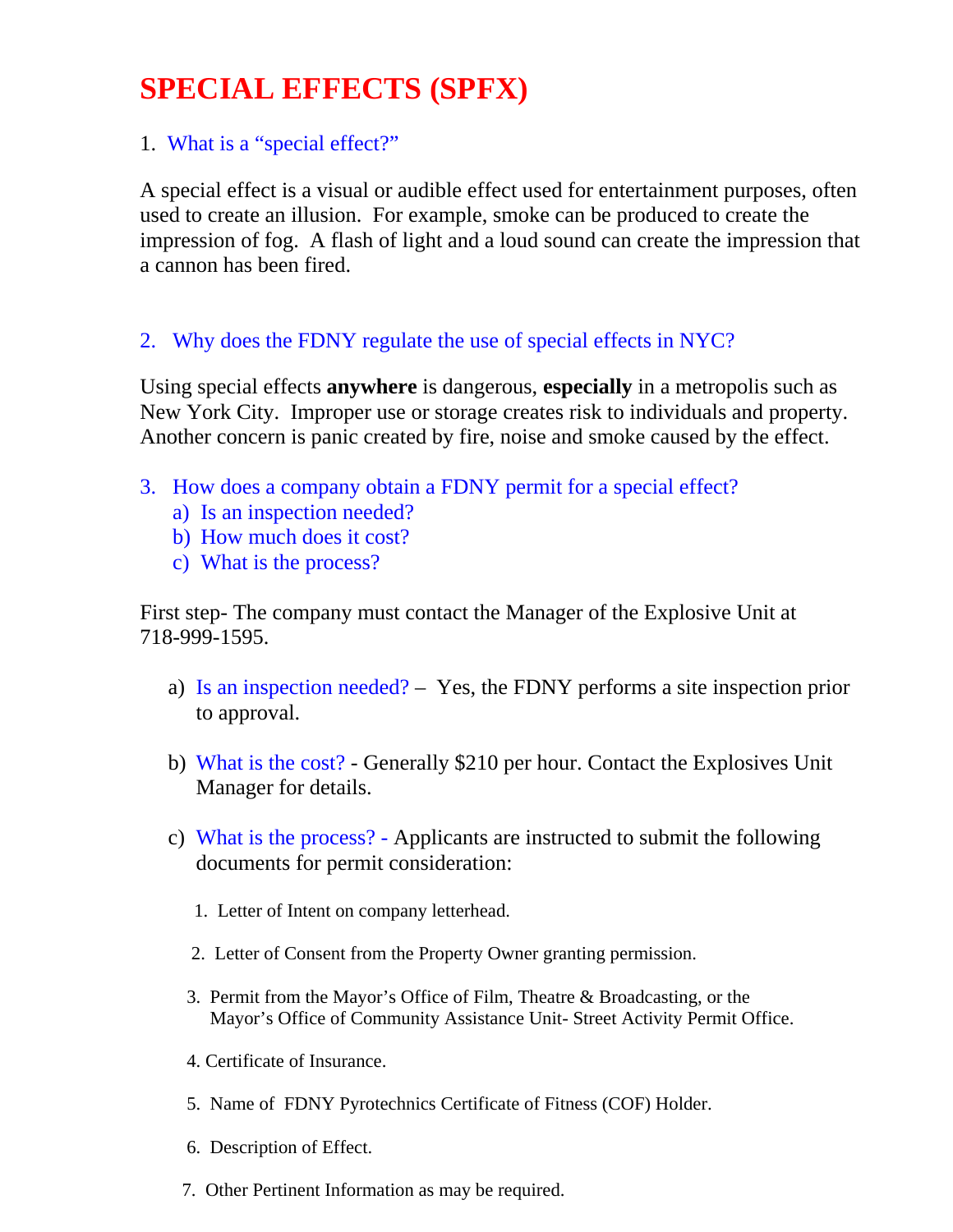# SPECIAL EFFECTS (SPFX)

1. What is a "special effect?"

A special effect is a visual or audible effect used for entertainment purposes, often used to create an illusion. For example, smoke can be produced to create the impression of fog. A flash of light and a loud sound can create the impression that a cannon has been fired.

2. Why does the FDNY regulate the use of special effects in NYC?

Using special effects **anywhere** is dangerous, **especially** in a metropolis such as New York City. Improper use or storage creates risk to individuals and property. Another concern is panic created by fire, noise and smoke caused by the effect.

3. How does a company obtain a FDNY permit for a special effect?
   a) Is an inspection needed?
   b) How much does it cost?
   c) What is the process?

First step- The company must contact the Manager of the Explosive Unit at 718-999-1595.

a) Is an inspection needed? – Yes, the FDNY performs a site inspection prior to approval.

b) What is the cost? - Generally $210 per hour. Contact the Explosives Unit Manager for details.

c) What is the process? - Applicants are instructed to submit the following documents for permit consideration:

   1. Letter of Intent on company letterhead.
   2. Letter of Consent from the Property Owner granting permission.
   3. Permit from the Mayor's Office of Film, Theatre & Broadcasting, or the Mayor's Office of Community Assistance Unit- Street Activity Permit Office.
   4. Certificate of Insurance.
   5. Name of FDNY Pyrotechnics Certificate of Fitness (COF) Holder.
   6. Description of Effect.
   7. Other Pertinent Information as may be required.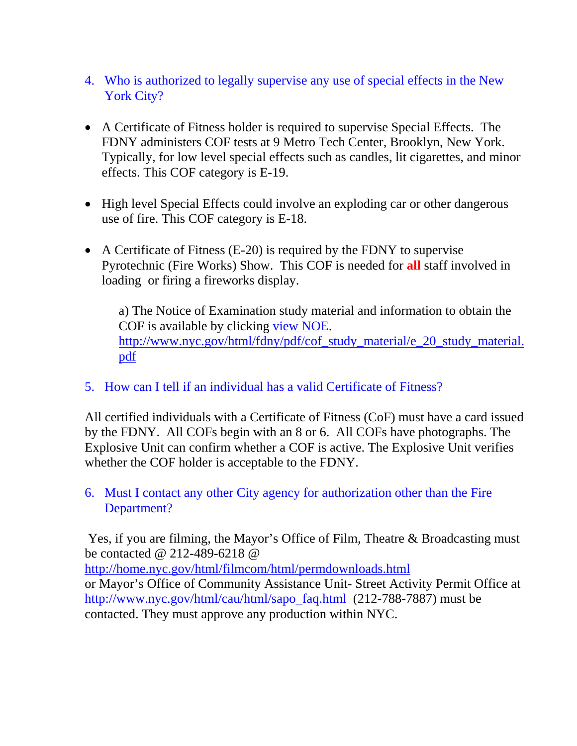4. Who is authorized to legally supervise any use of special effects in the New York City?

- A Certificate of Fitness holder is required to supervise Special Effects. The FDNY administers COF tests at 9 Metro Tech Center, Brooklyn, New York. Typically, for low level special effects such as candles, lit cigarettes, and minor effects. This COF category is E-19.

- High level Special Effects could involve an exploding car or other dangerous use of fire. This COF category is E-18.

- A Certificate of Fitness (E-20) is required by the FDNY to supervise Pyrotechnic (Fire Works) Show. This COF is needed for **all** staff involved in loading or firing a fireworks display.

  a) The Notice of Examination study material and information to obtain the COF is available by clicking [view NOE.](http://www.nyc.gov/html/fdny/pdf/cof_study_material/e_20_study_material.pdf) http://www.nyc.gov/html/fdny/pdf/cof_study_material/e_20_study_material.pdf

5. How can I tell if an individual has a valid Certificate of Fitness?

All certified individuals with a Certificate of Fitness (CoF) must have a card issued by the FDNY. All COFs begin with an 8 or 6. All COFs have photographs. The Explosive Unit can confirm whether a COF is active. The Explosive Unit verifies whether the COF holder is acceptable to the FDNY.

6. Must I contact any other City agency for authorization other than the Fire Department?

Yes, if you are filming, the Mayor's Office of Film, Theatre & Broadcasting must be contacted @ 212-489-6218 @ http://home.nyc.gov/html/filmcom/html/permdownloads.html or Mayor's Office of Community Assistance Unit- Street Activity Permit Office at http://www.nyc.gov/html/cau/html/sapo_faq.html (212-788-7887) must be contacted. They must approve any production within NYC.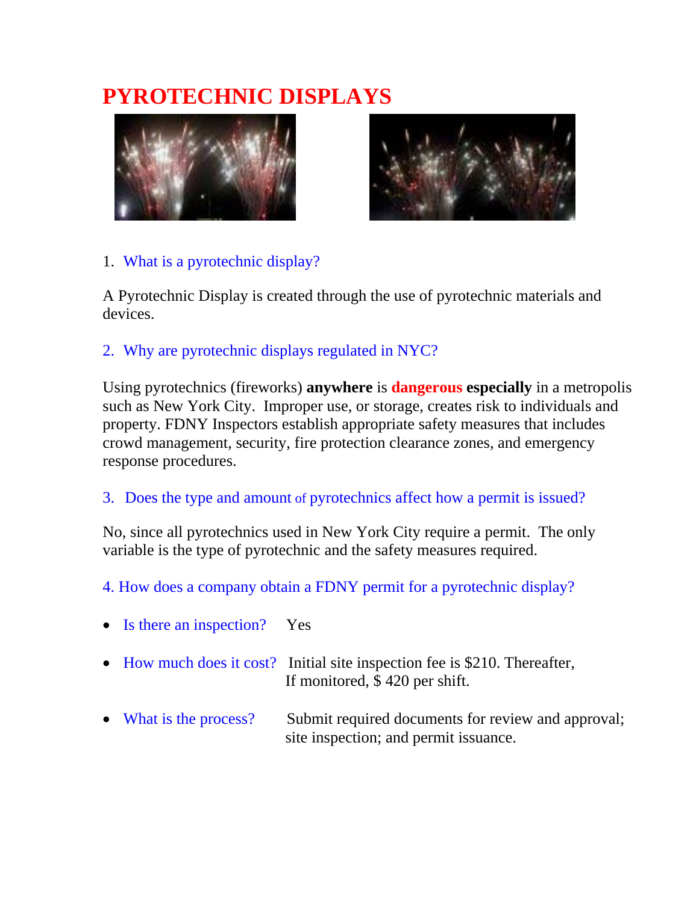# PYROTECHNIC DISPLAYS

1. What is a pyrotechnic display?

A Pyrotechnic Display is created through the use of pyrotechnic materials and devices.

2. Why are pyrotechnic displays regulated in NYC?

Using pyrotechnics (fireworks) **anywhere** is **dangerous** **especially** in a metropolis such as New York City. Improper use, or storage, creates risk to individuals and property. FDNY Inspectors establish appropriate safety measures that includes crowd management, security, fire protection clearance zones, and emergency response procedures.

3. Does the type and amount of pyrotechnics affect how a permit is issued?

No, since all pyrotechnics used in New York City require a permit. The only variable is the type of pyrotechnic and the safety measures required.

4. How does a company obtain a FDNY permit for a pyrotechnic display?

- Is there an inspection? Yes
- How much does it cost? Initial site inspection fee is $210. Thereafter, If monitored, $ 420 per shift.
- What is the process? Submit required documents for review and approval; site inspection; and permit issuance.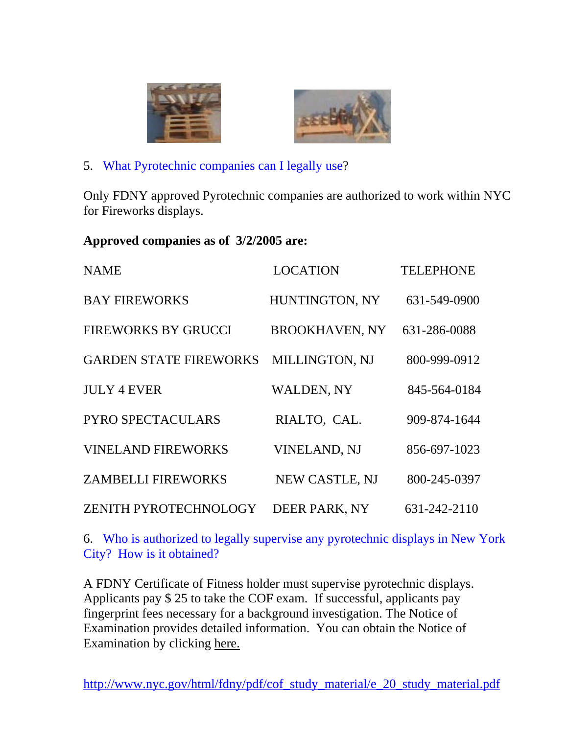5. What Pyrotechnic companies can I legally use?

Only FDNY approved Pyrotechnic companies are authorized to work within NYC for Fireworks displays.

**Approved companies as of 3/2/2005 are:**

| NAME | LOCATION | TELEPHONE |
|---|---|---|
| BAY FIREWORKS | HUNTINGTON, NY | 631-549-0900 |
| FIREWORKS BY GRUCCI | BROOKHAVEN, NY | 631-286-0088 |
| GARDEN STATE FIREWORKS | MILLINGTON, NJ | 800-999-0912 |
| JULY 4 EVER | WALDEN, NY | 845-564-0184 |
| PYRO SPECTACULARS | RIALTO, CAL. | 909-874-1644 |
| VINELAND FIREWORKS | VINELAND, NJ | 856-697-1023 |
| ZAMBELLI FIREWORKS | NEW CASTLE, NJ | 800-245-0397 |
| ZENITH PYROTECHNOLOGY | DEER PARK, NY | 631-242-2110 |

6. Who is authorized to legally supervise any pyrotechnic displays in New York City? How is it obtained?

A FDNY Certificate of Fitness holder must supervise pyrotechnic displays. Applicants pay $ 25 to take the COF exam. If successful, applicants pay fingerprint fees necessary for a background investigation. The Notice of Examination provides detailed information. You can obtain the Notice of Examination by clicking here.

http://www.nyc.gov/html/fdny/pdf/cof_study_material/e_20_study_material.pdf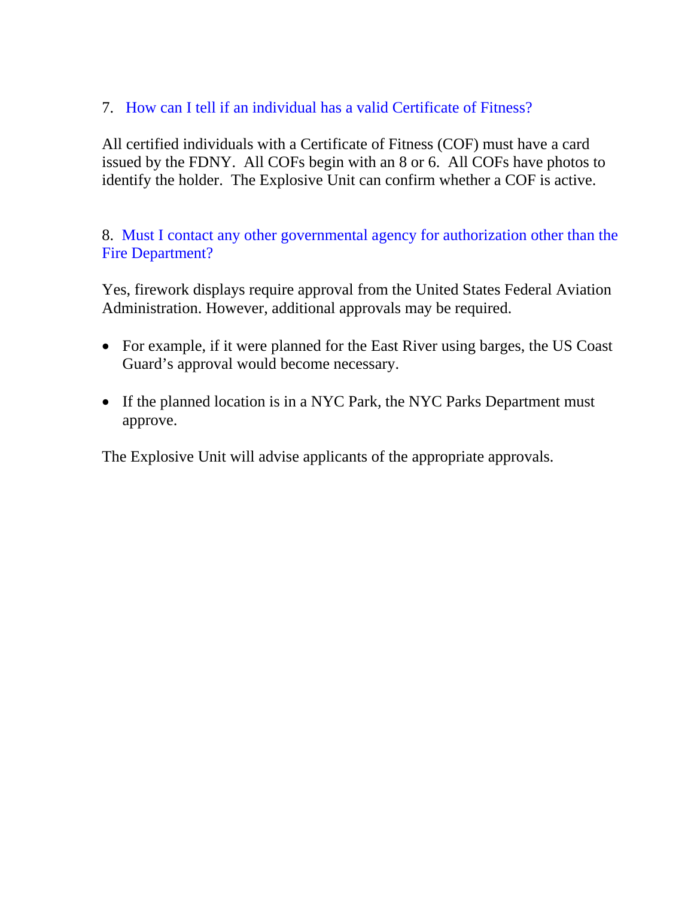7. How can I tell if an individual has a valid Certificate of Fitness?

All certified individuals with a Certificate of Fitness (COF) must have a card issued by the FDNY. All COFs begin with an 8 or 6. All COFs have photos to identify the holder. The Explosive Unit can confirm whether a COF is active.

8. Must I contact any other governmental agency for authorization other than the Fire Department?

Yes, firework displays require approval from the United States Federal Aviation Administration. However, additional approvals may be required.

- For example, if it were planned for the East River using barges, the US Coast Guard's approval would become necessary.
- If the planned location is in a NYC Park, the NYC Parks Department must approve.

The Explosive Unit will advise applicants of the appropriate approvals.